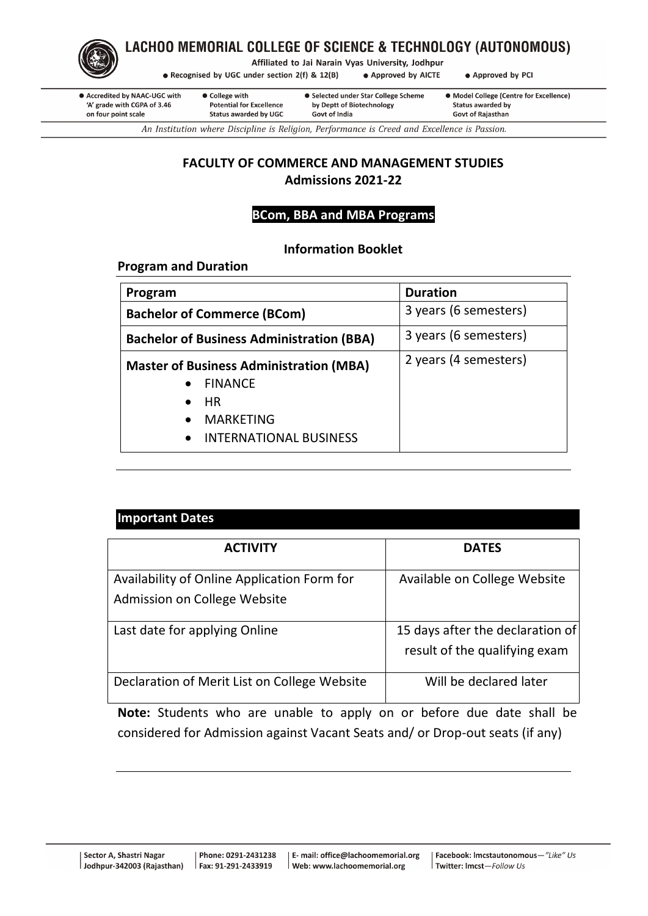# LACHOO MEMORIAL COLLEGE OF SCIENCE & TECHNOLOGY (AUTONOMOUS)

Affiliated to Jai Narain Vyas University, Jodhpur

● Recognised by UGC under section 2(f) & 12(B) ● Approved by AICTE ● Approved by PCI

● Accredited by NAAC-UGC with 'A' grade with CGPA of 3.46 on four point scale ● College with Potential for Excellence Status awarded by UGC ● Selected under Star College Scheme by Deptt of Biotechnology Govt of India ● Model College (Centre for Excellence) Status awarded by Govt of Rajasthan

*An Institution where Discipline is Religion, Performance is Creed and Excellence is Passion.*

## FACULTY OF COMMERCE AND MANAGEMENT STUDIES
## Admissions 2021-22

### BCom, BBA and MBA Programs

### Information Booklet

### Program and Duration

| Program | Duration |
|---|---|
| **Bachelor of Commerce (BCom)** | 3 years (6 semesters) |
| **Bachelor of Business Administration (BBA)** | 3 years (6 semesters) |
| **Master of Business Administration (MBA)**<br>• FINANCE<br>• HR<br>• MARKETING<br>• INTERNATIONAL BUSINESS | 2 years (4 semesters) |

### Important Dates

| ACTIVITY | DATES |
|---|---|
| Availability of Online Application Form for Admission on College Website | Available on College Website |
| Last date for applying Online | 15 days after the declaration of result of the qualifying exam |
| Declaration of Merit List on College Website | Will be declared later |

**Note:** Students who are unable to apply on or before due date shall be considered for Admission against Vacant Seats and/ or Drop-out seats (if any)

Sector A, Shastri Nagar Jodhpur-342003 (Rajasthan) | Phone: 0291-2431238 Fax: 91-291-2433919 | E- mail: office@lachoomemorial.org Web: www.lachoomemorial.org | Facebook: lmcstautonomous—*"Like" Us* Twitter: lmcst—*Follow Us*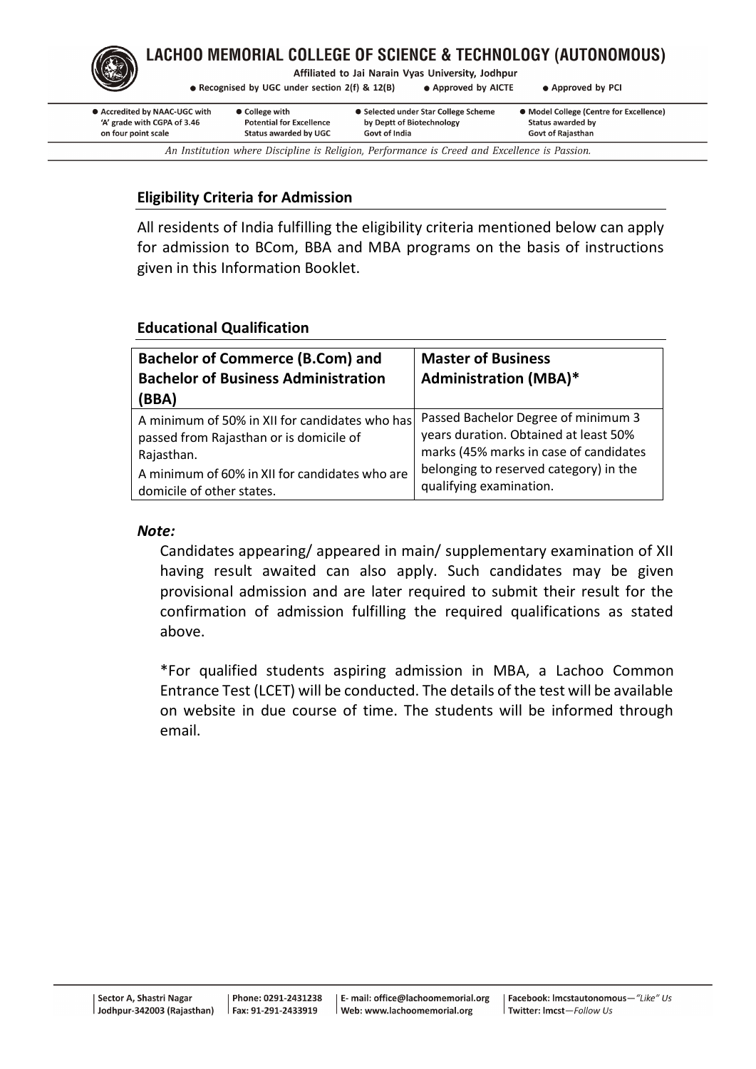## Eligibility Criteria for Admission

All residents of India fulfilling the eligibility criteria mentioned below can apply for admission to BCom, BBA and MBA programs on the basis of instructions given in this Information Booklet.

## Educational Qualification

| Bachelor of Commerce (B.Com) and Bachelor of Business Administration (BBA) | Master of Business Administration (MBA)* |
|---|---|
| A minimum of 50% in XII for candidates who has passed from Rajasthan or is domicile of Rajasthan.<br>A minimum of 60% in XII for candidates who are domicile of other states. | Passed Bachelor Degree of minimum 3 years duration. Obtained at least 50% marks (45% marks in case of candidates belonging to reserved category) in the qualifying examination. |

***Note:***

Candidates appearing/ appeared in main/ supplementary examination of XII having result awaited can also apply. Such candidates may be given provisional admission and are later required to submit their result for the confirmation of admission fulfilling the required qualifications as stated above.

*For qualified students aspiring admission in MBA, a Lachoo Common Entrance Test (LCET) will be conducted. The details of the test will be available on website in due course of time. The students will be informed through email.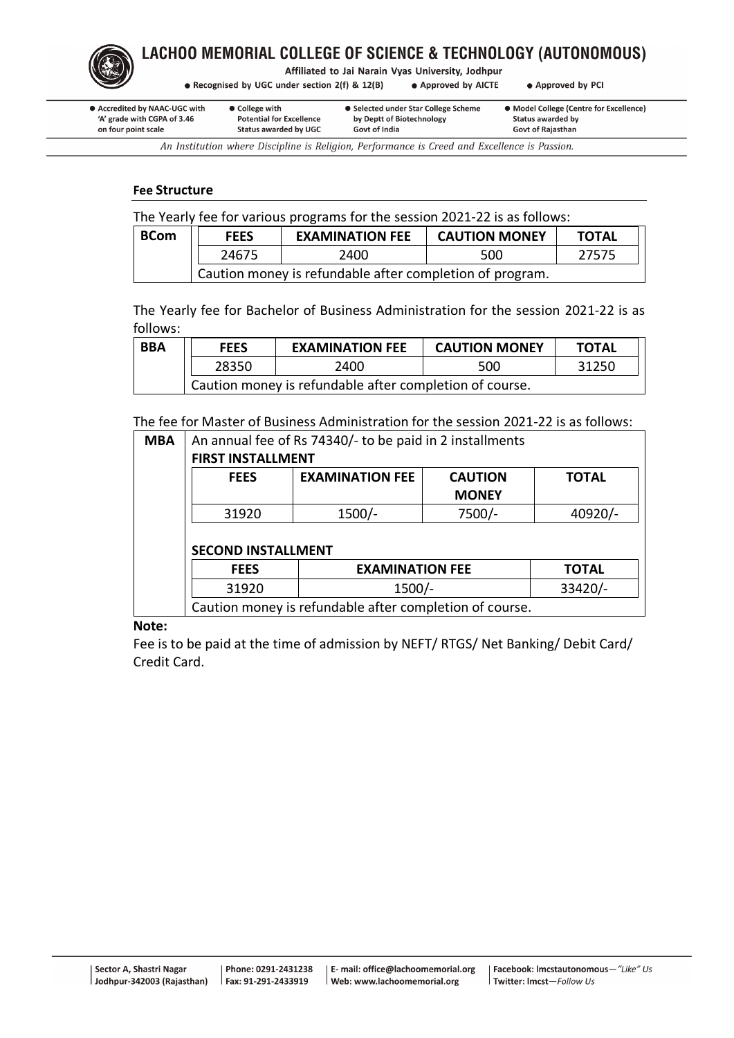# LACHOO MEMORIAL COLLEGE OF SCIENCE & TECHNOLOGY (AUTONOMOUS)

Affiliated to Jai Narain Vyas University, Jodhpur

● Recognised by UGC under section 2(f) & 12(B) ● Approved by AICTE ● Approved by PCI

● Accredited by NAAC-UGC with 'A' grade with CGPA of 3.46 on four point scale ● College with Potential for Excellence Status awarded by UGC ● Selected under Star College Scheme by Deptt of Biotechnology Govt of India ● Model College (Centre for Excellence) Status awarded by Govt of Rajasthan

*An Institution where Discipline is Religion, Performance is Creed and Excellence is Passion.*

## Fee Structure

The Yearly fee for various programs for the session 2021-22 is as follows:

| BCom | FEES | EXAMINATION FEE | CAUTION MONEY | TOTAL |
|---|---|---|---|---|
| | 24675 | 2400 | 500 | 27575 |
| | Caution money is refundable after completion of program. | | | |

The Yearly fee for Bachelor of Business Administration for the session 2021-22 is as follows:

| BBA | FEES | EXAMINATION FEE | CAUTION MONEY | TOTAL |
|---|---|---|---|---|
| | 28350 | 2400 | 500 | 31250 |
| | Caution money is refundable after completion of course. | | | |

The fee for Master of Business Administration for the session 2021-22 is as follows:

**MBA** — An annual fee of Rs 74340/- to be paid in 2 installments

**FIRST INSTALLMENT**

| FEES | EXAMINATION FEE | CAUTION MONEY | TOTAL |
|---|---|---|---|
| 31920 | 1500/- | 7500/- | 40920/- |

**SECOND INSTALLMENT**

| FEES | EXAMINATION FEE | TOTAL |
|---|---|---|
| 31920 | 1500/- | 33420/- |

Caution money is refundable after completion of course.

**Note:**

Fee is to be paid at the time of admission by NEFT/ RTGS/ Net Banking/ Debit Card/ Credit Card.

Sector A, Shastri Nagar Jodhpur-342003 (Rajasthan) | Phone: 0291-2431238 Fax: 91-291-2433919 | E- mail: office@lachoomemorial.org Web: www.lachoomemorial.org | Facebook: lmcstautonomous—*"Like" Us* Twitter: lmcst—*Follow Us*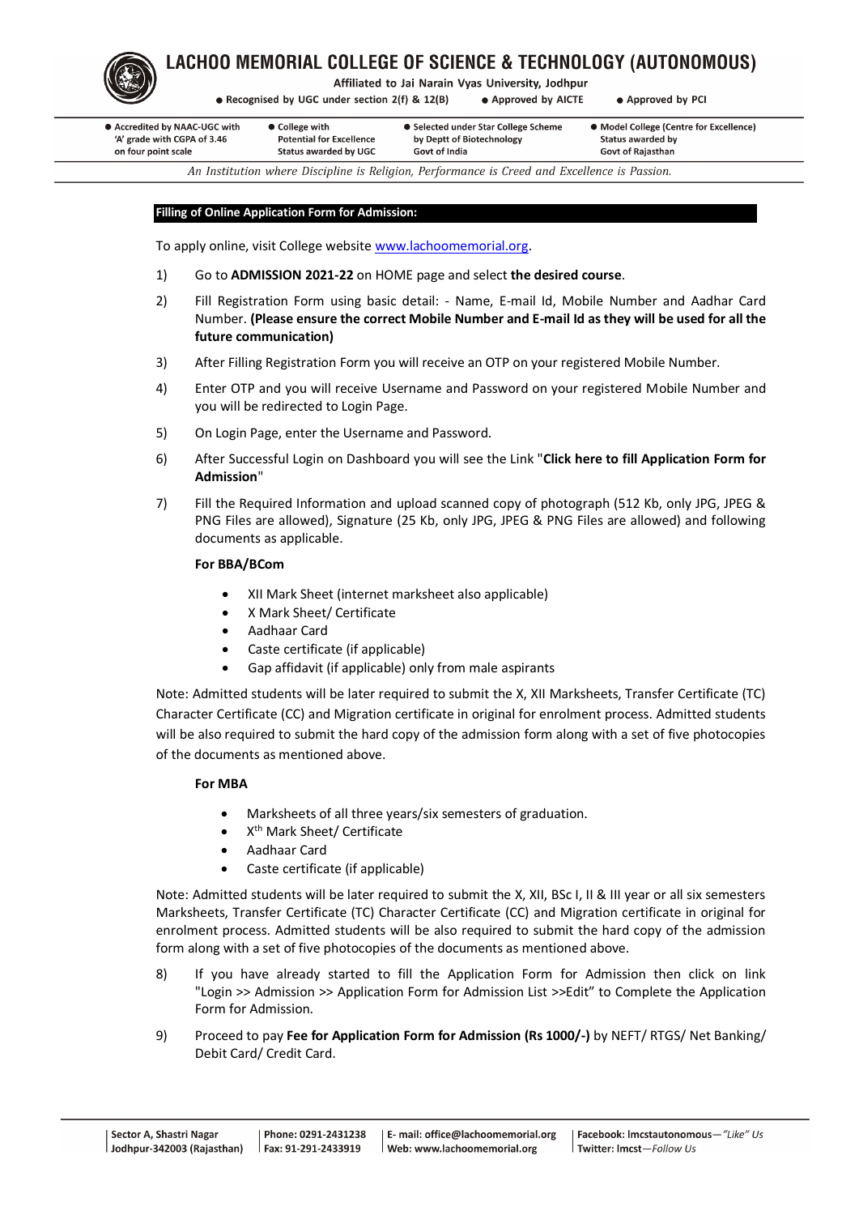## Filling of Online Application Form for Admission:

To apply online, visit College website www.lachoomemorial.org.

1) Go to **ADMISSION 2021-22** on HOME page and select **the desired course**.

2) Fill Registration Form using basic detail: - Name, E-mail Id, Mobile Number and Aadhar Card Number. **(Please ensure the correct Mobile Number and E-mail Id as they will be used for all the future communication)**

3) After Filling Registration Form you will receive an OTP on your registered Mobile Number.

4) Enter OTP and you will receive Username and Password on your registered Mobile Number and you will be redirected to Login Page.

5) On Login Page, enter the Username and Password.

6) After Successful Login on Dashboard you will see the Link "**Click here to fill Application Form for Admission**"

7) Fill the Required Information and upload scanned copy of photograph (512 Kb, only JPG, JPEG & PNG Files are allowed), Signature (25 Kb, only JPG, JPEG & PNG Files are allowed) and following documents as applicable.

   **For BBA/BCom**

   - XII Mark Sheet (internet marksheet also applicable)
   - X Mark Sheet/ Certificate
   - Aadhaar Card
   - Caste certificate (if applicable)
   - Gap affidavit (if applicable) only from male aspirants

   Note: Admitted students will be later required to submit the X, XII Marksheets, Transfer Certificate (TC) Character Certificate (CC) and Migration certificate in original for enrolment process. Admitted students will be also required to submit the hard copy of the admission form along with a set of five photocopies of the documents as mentioned above.

   **For MBA**

   - Marksheets of all three years/six semesters of graduation.
   - X$^{th}$ Mark Sheet/ Certificate
   - Aadhaar Card
   - Caste certificate (if applicable)

   Note: Admitted students will be later required to submit the X, XII, BSc I, II & III year or all six semesters Marksheets, Transfer Certificate (TC) Character Certificate (CC) and Migration certificate in original for enrolment process. Admitted students will be also required to submit the hard copy of the admission form along with a set of five photocopies of the documents as mentioned above.

8) If you have already started to fill the Application Form for Admission then click on link "Login >> Admission >> Application Form for Admission List >>Edit" to Complete the Application Form for Admission.

9) Proceed to pay **Fee for Application Form for Admission (Rs 1000/-)** by NEFT/ RTGS/ Net Banking/ Debit Card/ Credit Card.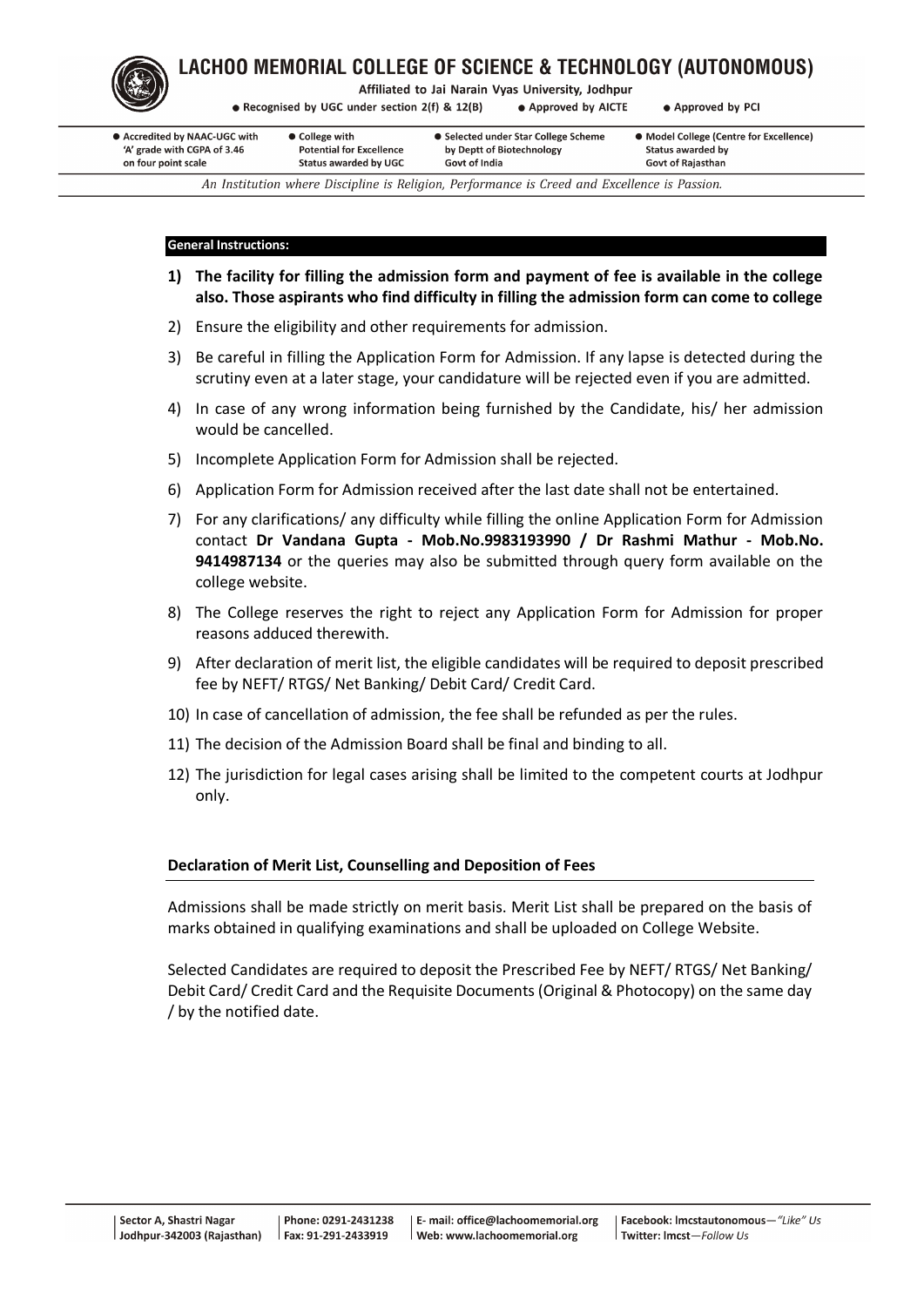**General Instructions:**

1) **The facility for filling the admission form and payment of fee is available in the college also. Those aspirants who find difficulty in filling the admission form can come to college**
2) Ensure the eligibility and other requirements for admission.
3) Be careful in filling the Application Form for Admission. If any lapse is detected during the scrutiny even at a later stage, your candidature will be rejected even if you are admitted.
4) In case of any wrong information being furnished by the Candidate, his/ her admission would be cancelled.
5) Incomplete Application Form for Admission shall be rejected.
6) Application Form for Admission received after the last date shall not be entertained.
7) For any clarifications/ any difficulty while filling the online Application Form for Admission contact **Dr Vandana Gupta - Mob.No.9983193990 / Dr Rashmi Mathur - Mob.No. 9414987134** or the queries may also be submitted through query form available on the college website.
8) The College reserves the right to reject any Application Form for Admission for proper reasons adduced therewith.
9) After declaration of merit list, the eligible candidates will be required to deposit prescribed fee by NEFT/ RTGS/ Net Banking/ Debit Card/ Credit Card.
10) In case of cancellation of admission, the fee shall be refunded as per the rules.
11) The decision of the Admission Board shall be final and binding to all.
12) The jurisdiction for legal cases arising shall be limited to the competent courts at Jodhpur only.

**Declaration of Merit List, Counselling and Deposition of Fees**

Admissions shall be made strictly on merit basis. Merit List shall be prepared on the basis of marks obtained in qualifying examinations and shall be uploaded on College Website.

Selected Candidates are required to deposit the Prescribed Fee by NEFT/ RTGS/ Net Banking/ Debit Card/ Credit Card and the Requisite Documents (Original & Photocopy) on the same day / by the notified date.